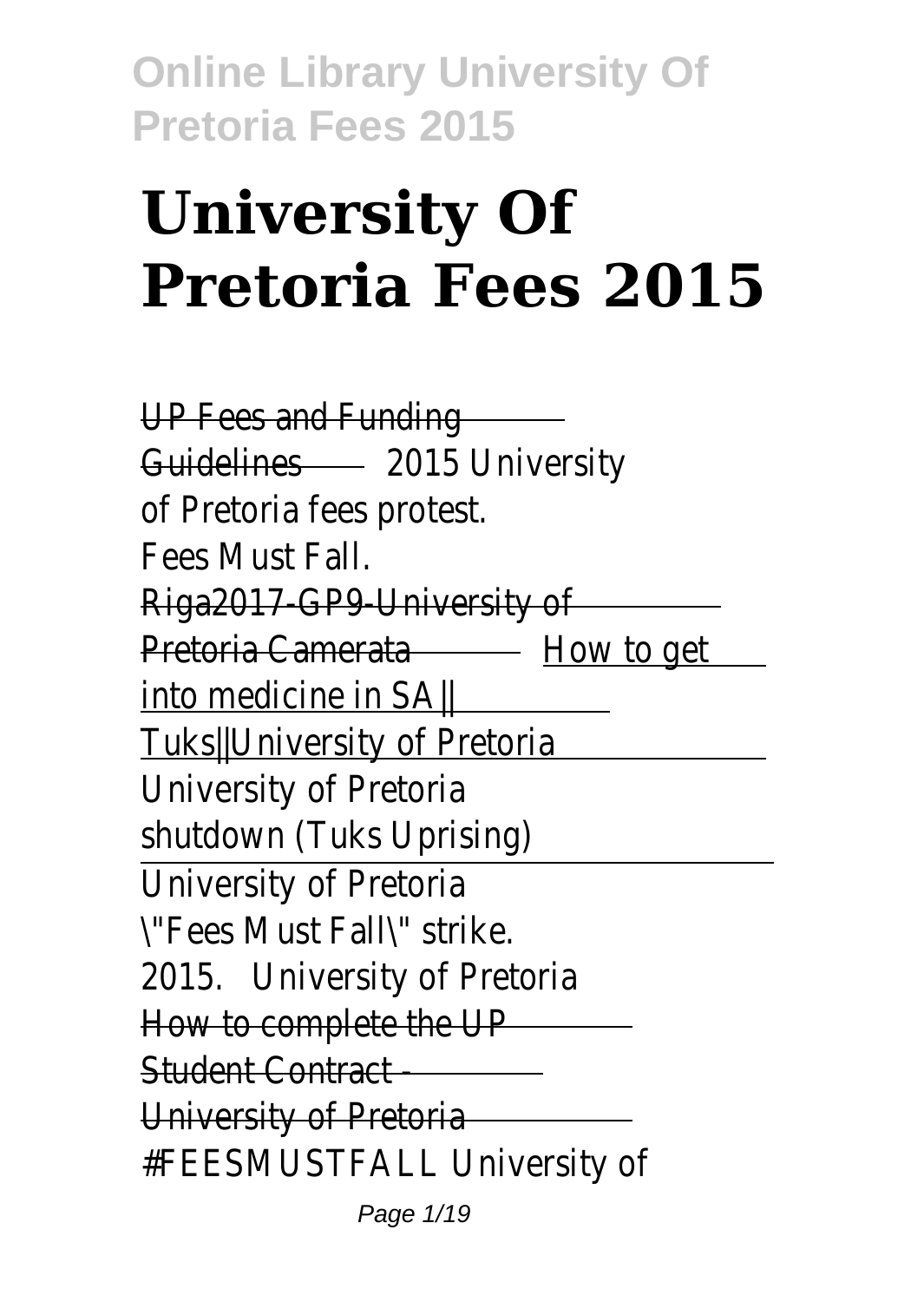# University Of Pretoria Fees 2015

UP Fees and Funding Guidelines 2015 University of Pretoria fees protest. Fees Must Fall. Riga2017-GP9-University of Pretoria Camerata How to get into medicine in SA|| Tuks||University of Pretoria University of Pretoria shutdown (Tuks Uprising)

University of Pretoria "Fees Must Fall" strike. 2015. University of Pretoria How to complete the UP Student Contract - University of Pretoria #FEESMUSTFALL University of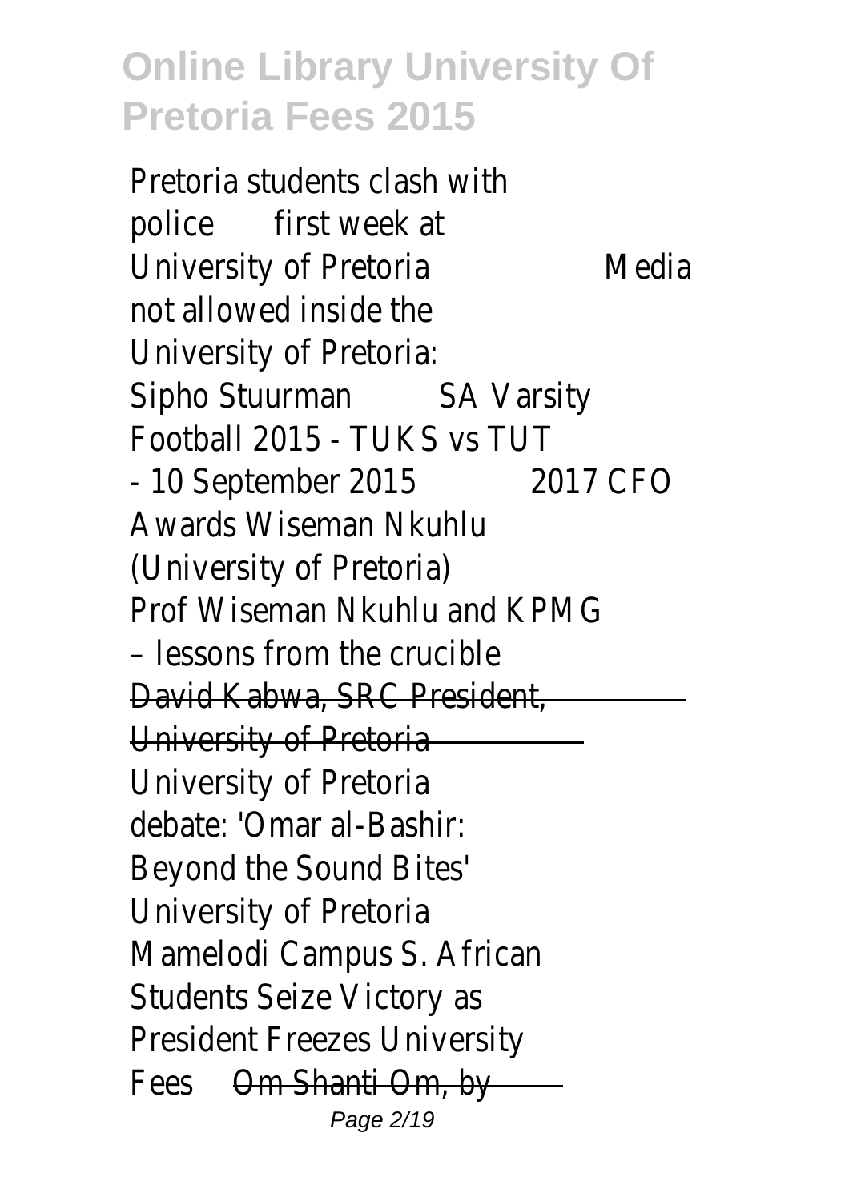Pretoria students clash with police first week at University of Pretoria Media not allowed inside the University of Pretoria: Sipho Stuurman SA Varsity Football 2015 - TUKS vs TUT - 10 September 2015 2017 CFO Awards Wiseman Nkuhlu (University of Pretoria) Prof Wiseman Nkuhlu and KPMG – lessons from the crucible ~~David Kabwa, SRC President, University of Pretoria~~ University of Pretoria debate: 'Omar al-Bashir: Beyond the Sound Bites' University of Pretoria Mamelodi Campus S. African Students Seize Victory as President Freezes University Fees ~~Om Shanti Om, by~~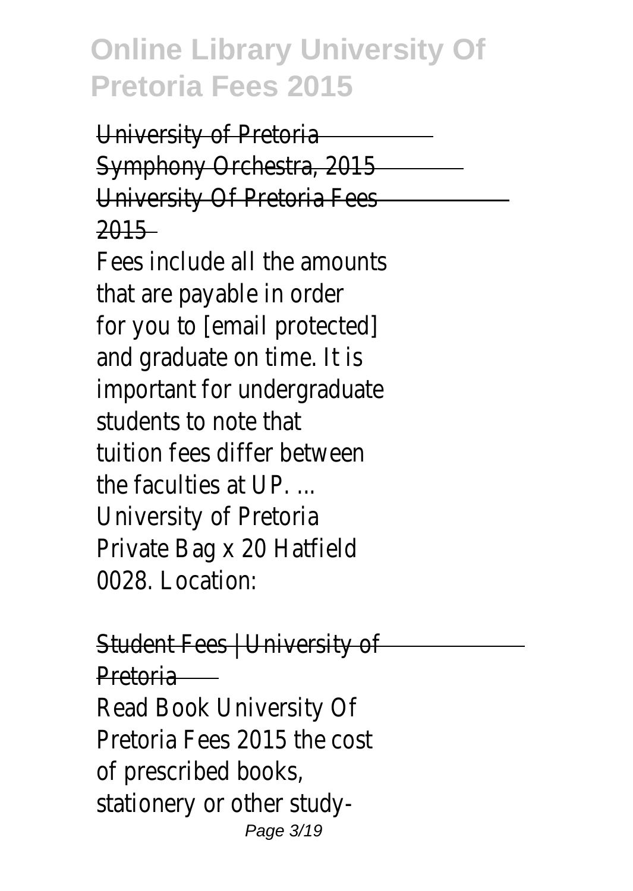University of Pretoria Symphony Orchestra, 2015
University Of Pretoria Fees 2015

Fees include all the amounts that are payable in order for you to [email protected] and graduate on time. It is important for undergraduate students to note that tuition fees differ between the faculties at UP. ... University of Pretoria Private Bag x 20 Hatfield 0028. Location:

Student Fees | University of Pretoria

Read Book University Of Pretoria Fees 2015 the cost of prescribed books, stationery or other study-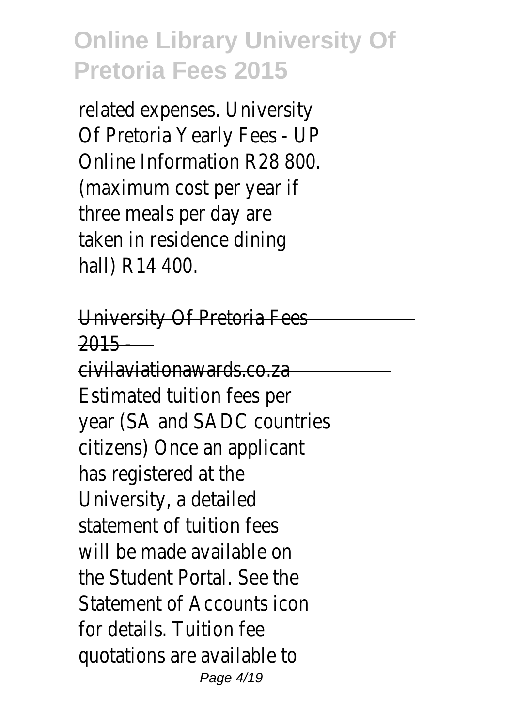related expenses. University Of Pretoria Yearly Fees - UP Online Information R28 800. (maximum cost per year if three meals per day are taken in residence dining hall) R14 400.

University Of Pretoria Fees 2015 - civilaviationawards.co.za

Estimated tuition fees per year (SA and SADC countries citizens) Once an applicant has registered at the University, a detailed statement of tuition fees will be made available on the Student Portal. See the Statement of Accounts icon for details. Tuition fee quotations are available to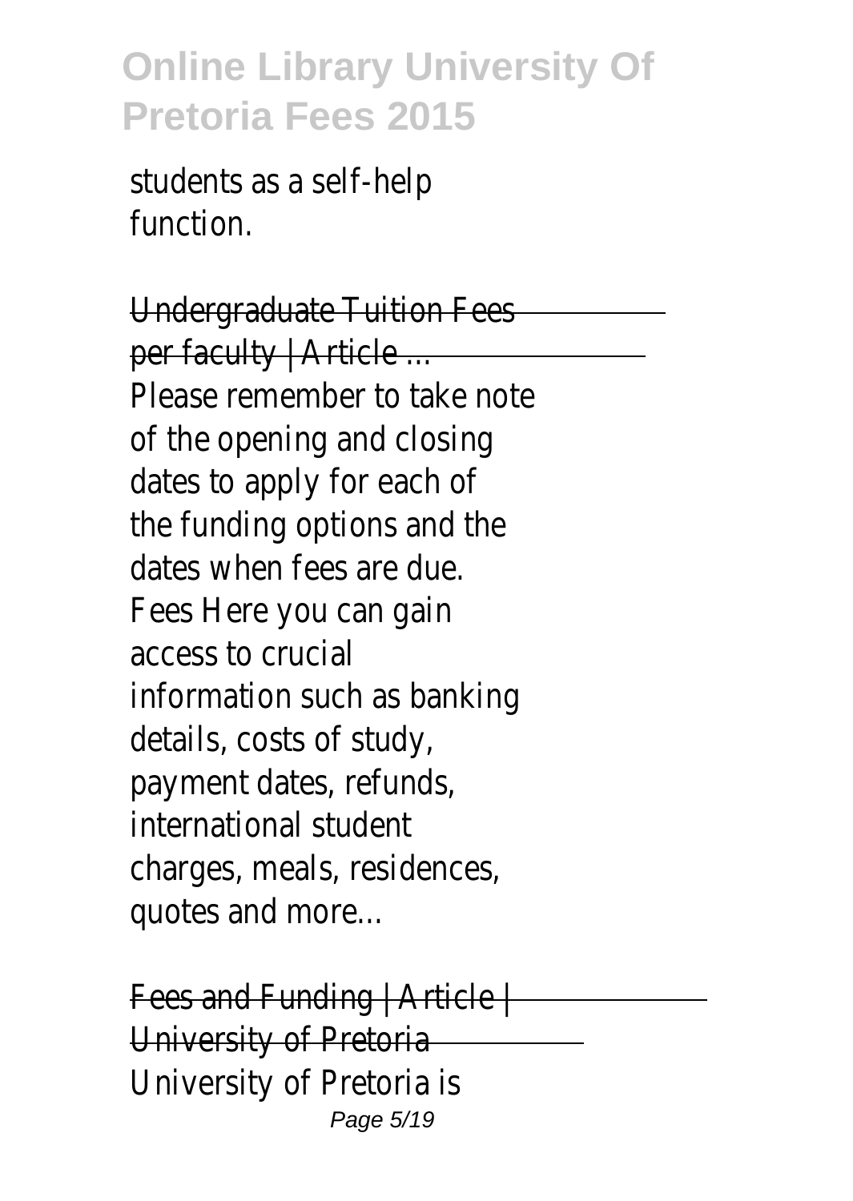students as a self-help function.

Undergraduate Tuition Fees per faculty | Article ...

Please remember to take note of the opening and closing dates to apply for each of the funding options and the dates when fees are due. Fees Here you can gain access to crucial information such as banking details, costs of study, payment dates, refunds, international student charges, meals, residences, quotes and more...

Fees and Funding | Article | University of Pretoria

University of Pretoria is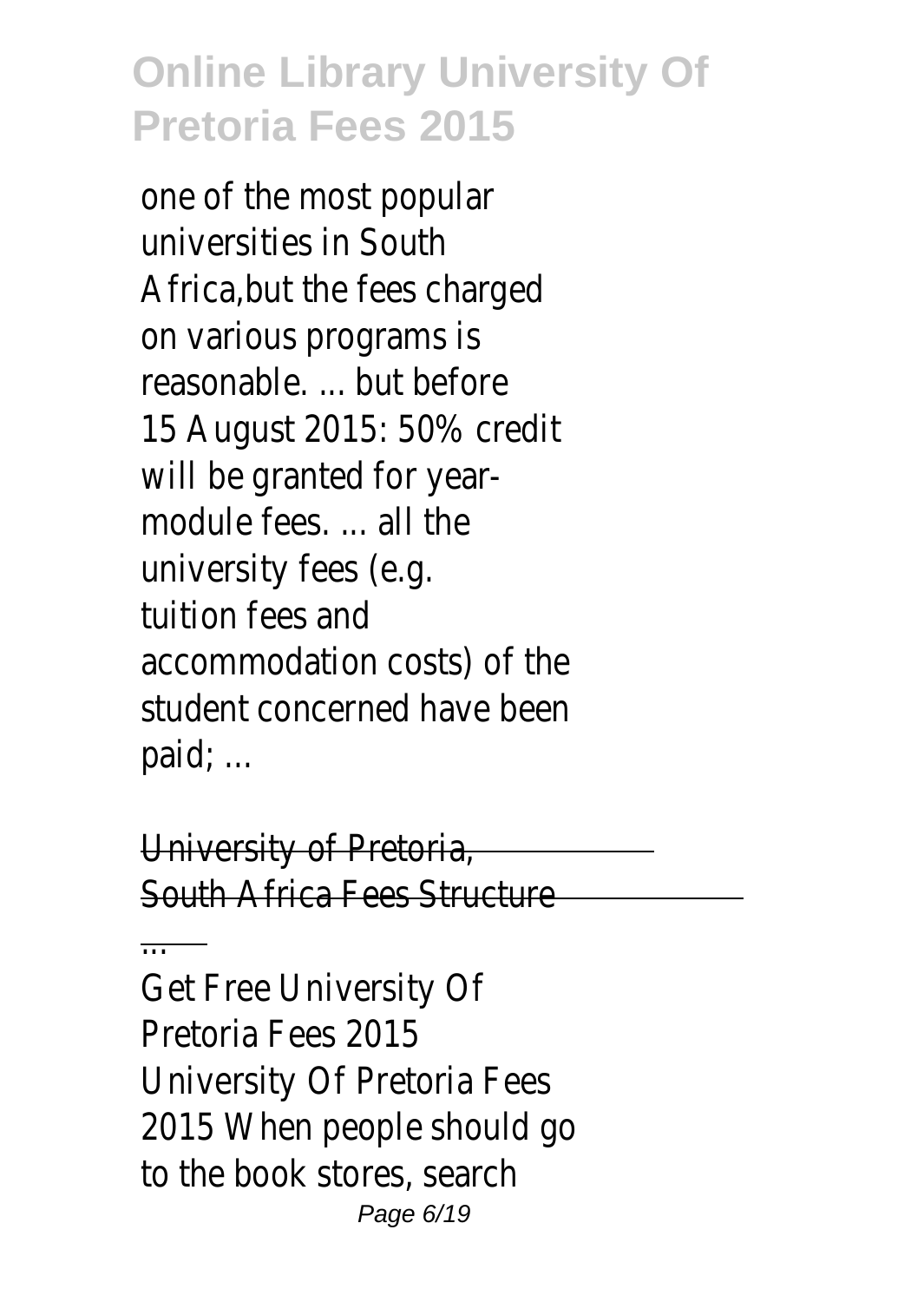one of the most popular universities in South Africa,but the fees charged on various programs is reasonable. ... but before 15 August 2015: 50% credit will be granted for year-module fees. ... all the university fees (e.g. tuition fees and accommodation costs) of the student concerned have been paid; ...

University of Pretoria, South Africa Fees Structure ...

Get Free University Of Pretoria Fees 2015 University Of Pretoria Fees 2015 When people should go to the book stores, search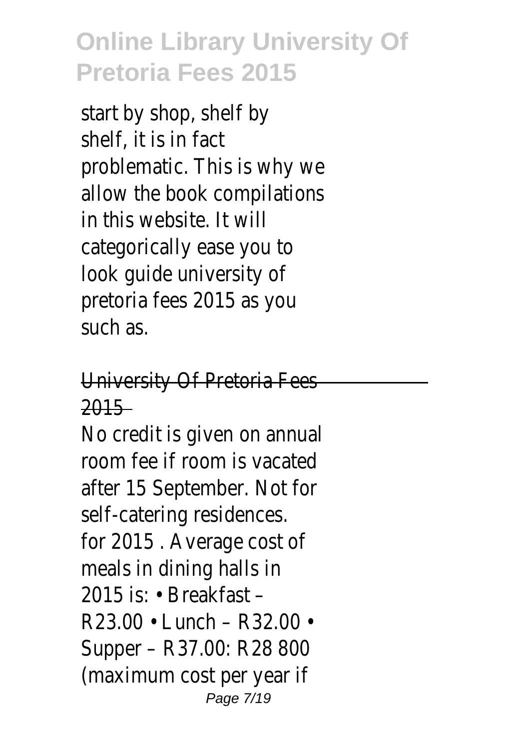start by shop, shelf by shelf, it is in fact problematic. This is why we allow the book compilations in this website. It will categorically ease you to look guide university of pretoria fees 2015 as you such as.

## University Of Pretoria Fees 2015

No credit is given on annual room fee if room is vacated after 15 September. Not for self-catering residences. for 2015 . Average cost of meals in dining halls in 2015 is: • Breakfast – R23.00 • Lunch – R32.00 • Supper – R37.00: R28 800 (maximum cost per year if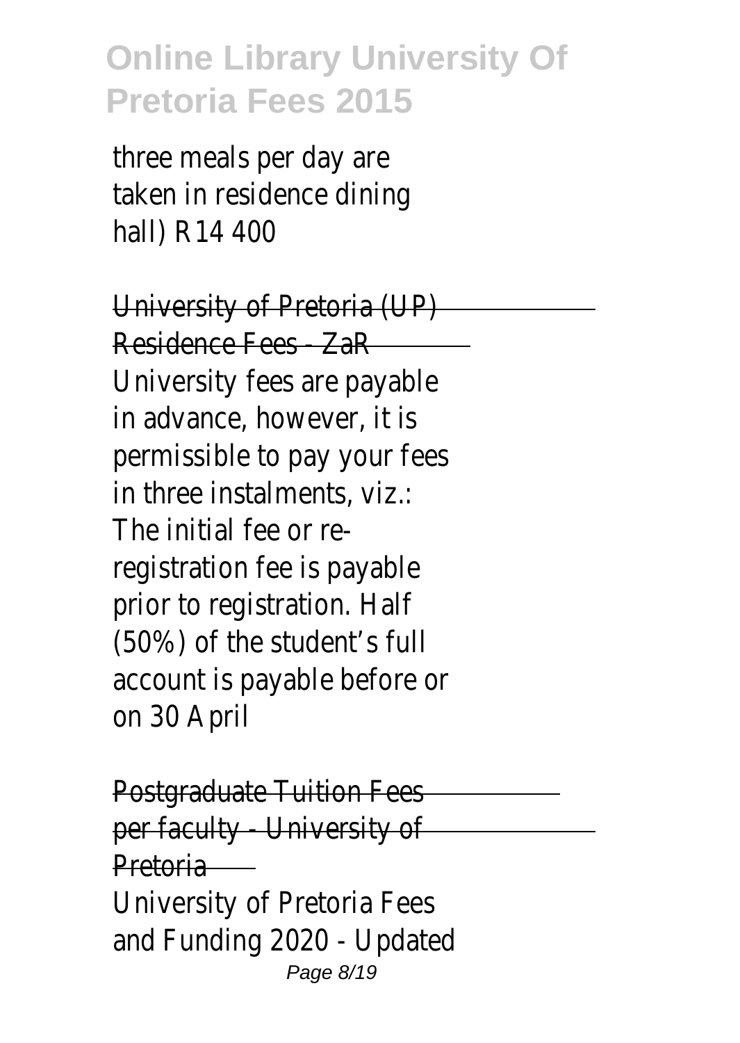three meals per day are taken in residence dining hall) R14 400

University of Pretoria (UP) Residence Fees - ZaR

University fees are payable in advance, however, it is permissible to pay your fees in three instalments, viz.: The initial fee or re-registration fee is payable prior to registration. Half (50%) of the student's full account is payable before or on 30 April

Postgraduate Tuition Fees per faculty - University of Pretoria

University of Pretoria Fees and Funding 2020 - Updated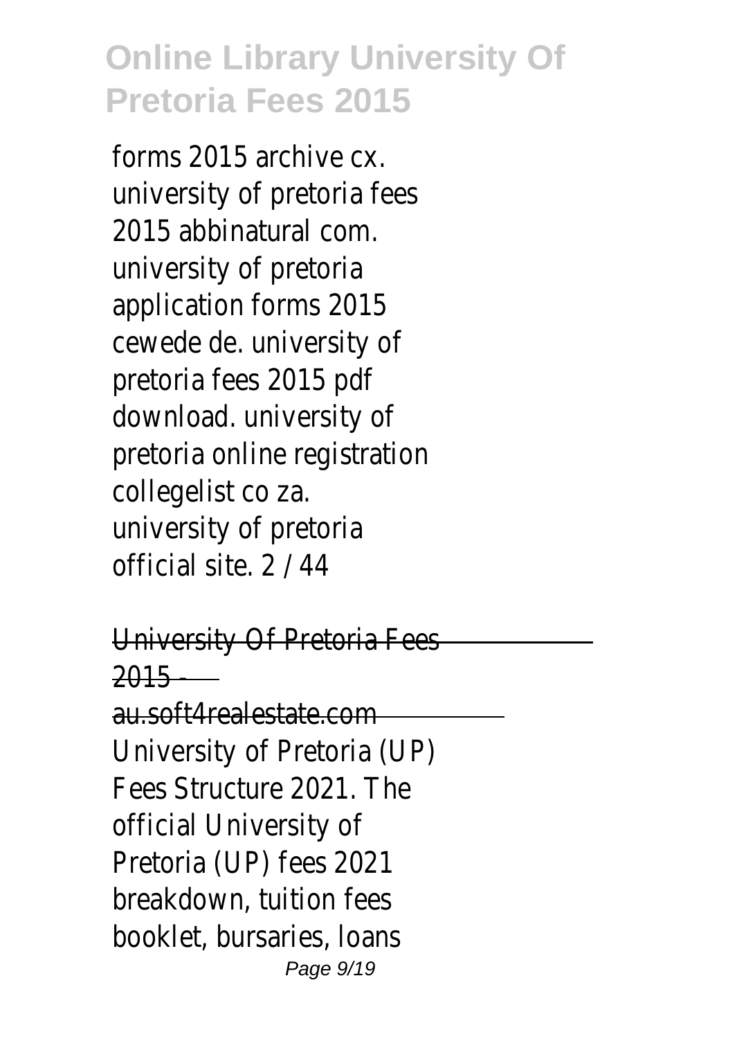forms 2015 archive cx. university of pretoria fees 2015 abbinatural com. university of pretoria application forms 2015 cewede de. university of pretoria fees 2015 pdf download. university of pretoria online registration collegelist co za. university of pretoria official site. 2 / 44

## University Of Pretoria Fees 2015 - au.soft4realestate.com

University of Pretoria (UP) Fees Structure 2021. The official University of Pretoria (UP) fees 2021 breakdown, tuition fees booklet, bursaries, loans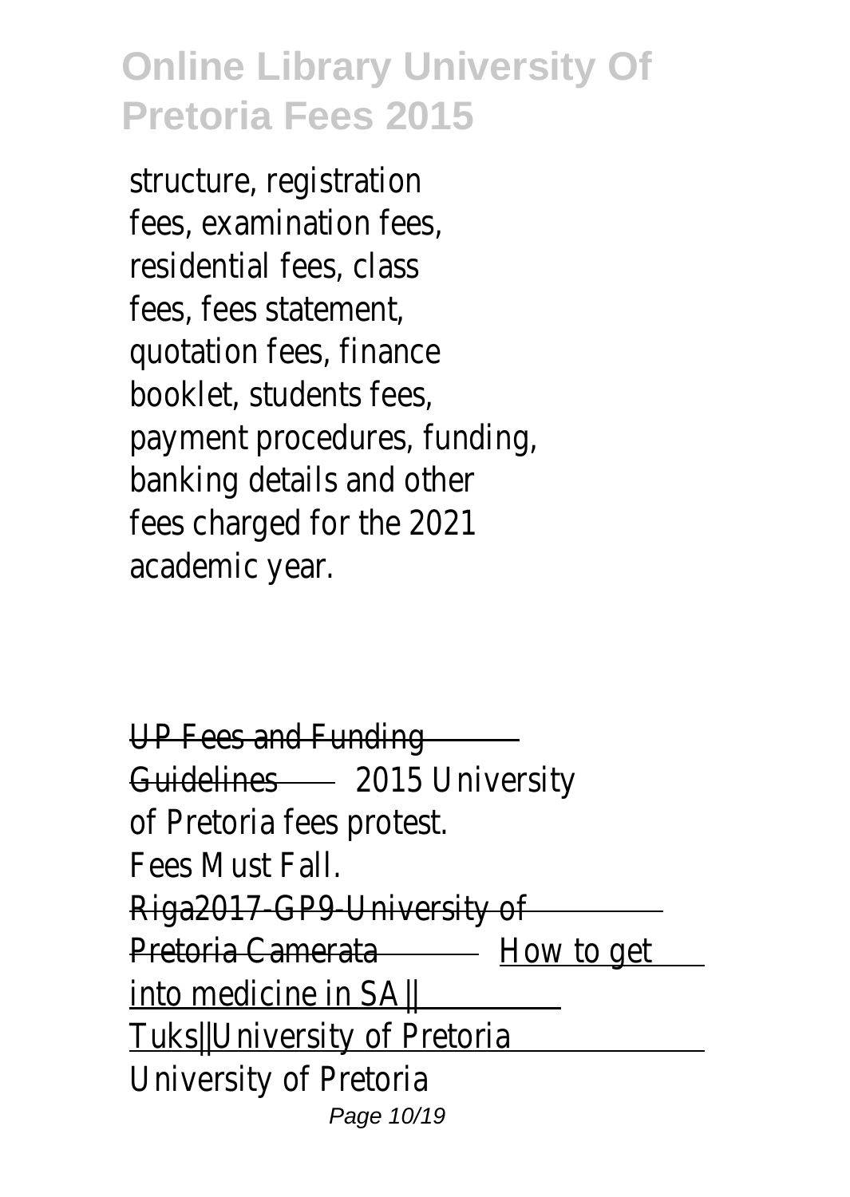structure, registration fees, examination fees, residential fees, class fees, fees statement, quotation fees, finance booklet, students fees, payment procedures, funding, banking details and other fees charged for the 2021 academic year.

UP Fees and Funding Guidelines 2015 University of Pretoria fees protest. Fees Must Fall. Riga2017-GP9-University of Pretoria Camerata How to get into medicine in SA|| Tuks||University of Pretoria University of Pretoria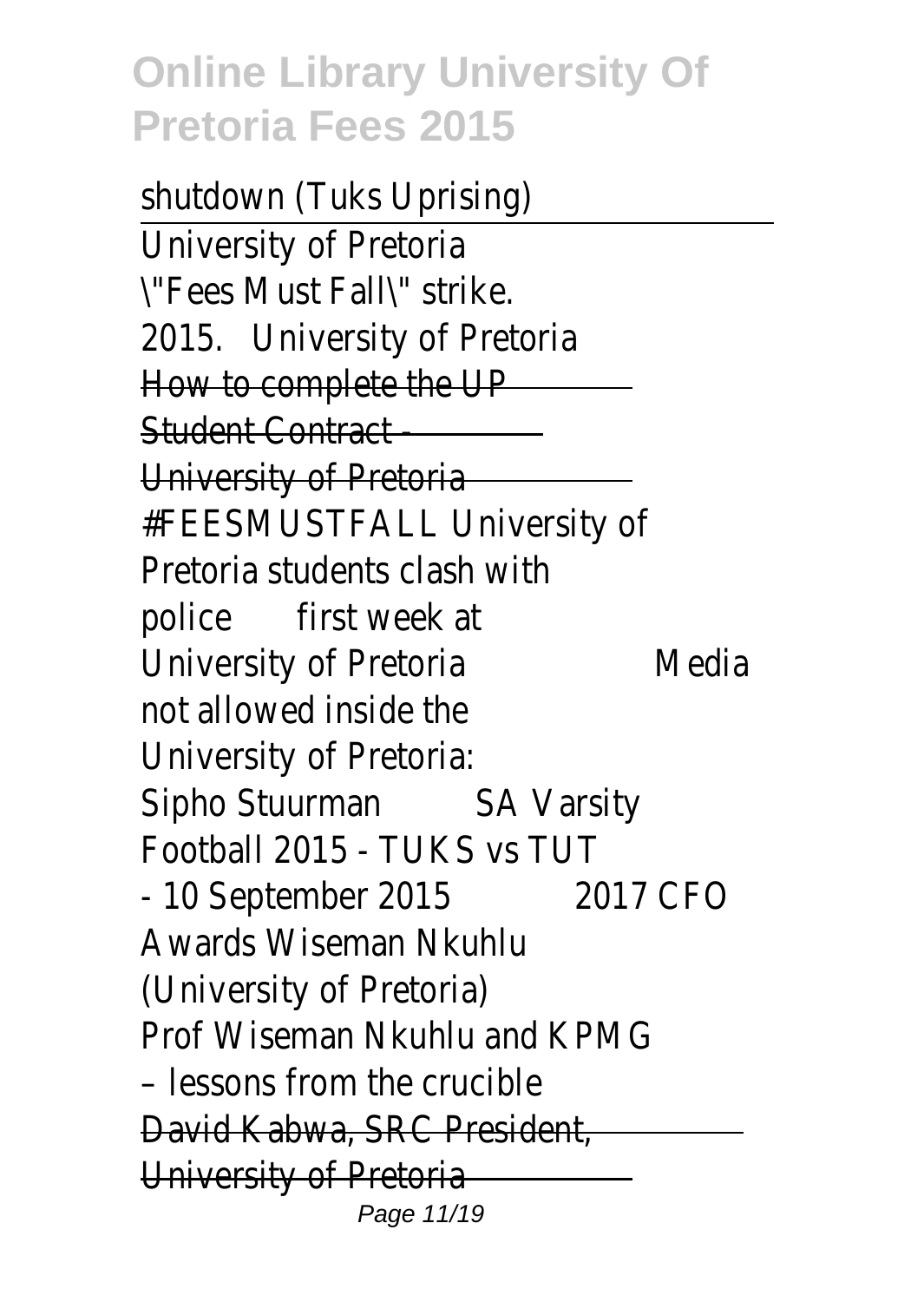shutdown (Tuks Uprising)

University of Pretoria \"Fees Must Fall\" strike. 2015. University of Pretoria

How to complete the UP Student Contract - University of Pretoria

#FEESMUSTFALL University of Pretoria students clash with police first week at University of Pretoria Media not allowed inside the University of Pretoria: Sipho Stuurman SA Varsity Football 2015 - TUKS vs TUT - 10 September 2015 2017 CFO Awards Wiseman Nkuhlu (University of Pretoria)

Prof Wiseman Nkuhlu and KPMG – lessons from the crucible

David Kabwa, SRC President, University of Pretoria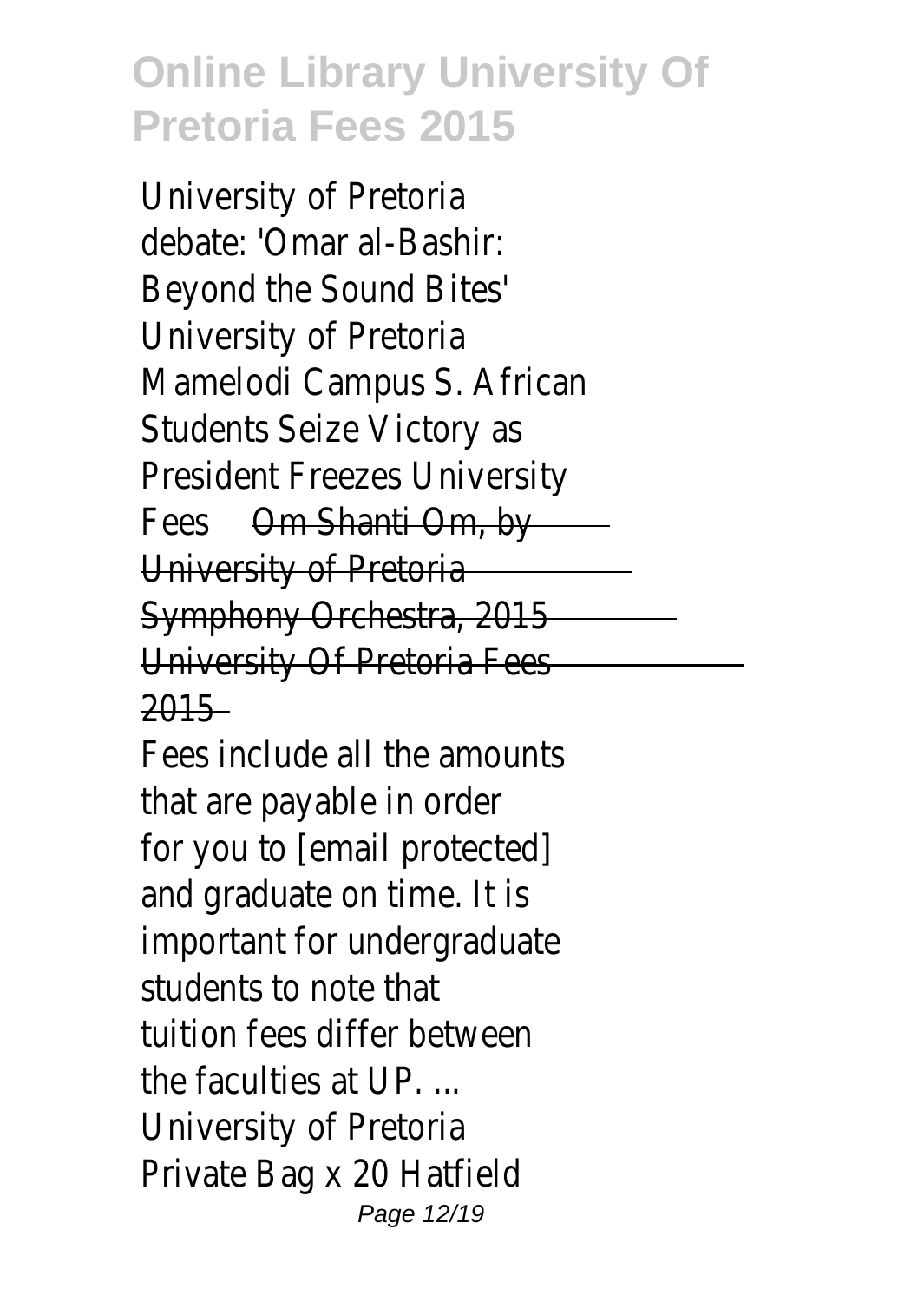University of Pretoria debate: 'Omar al-Bashir: Beyond the Sound Bites' University of Pretoria Mamelodi Campus S. African Students Seize Victory as President Freezes University Fees ~~Om Shanti Om, by University of Pretoria Symphony Orchestra, 2015 University Of Pretoria Fees 2015~~

Fees include all the amounts that are payable in order for you to [email protected] and graduate on time. It is important for undergraduate students to note that tuition fees differ between the faculties at UP. ... University of Pretoria Private Bag x 20 Hatfield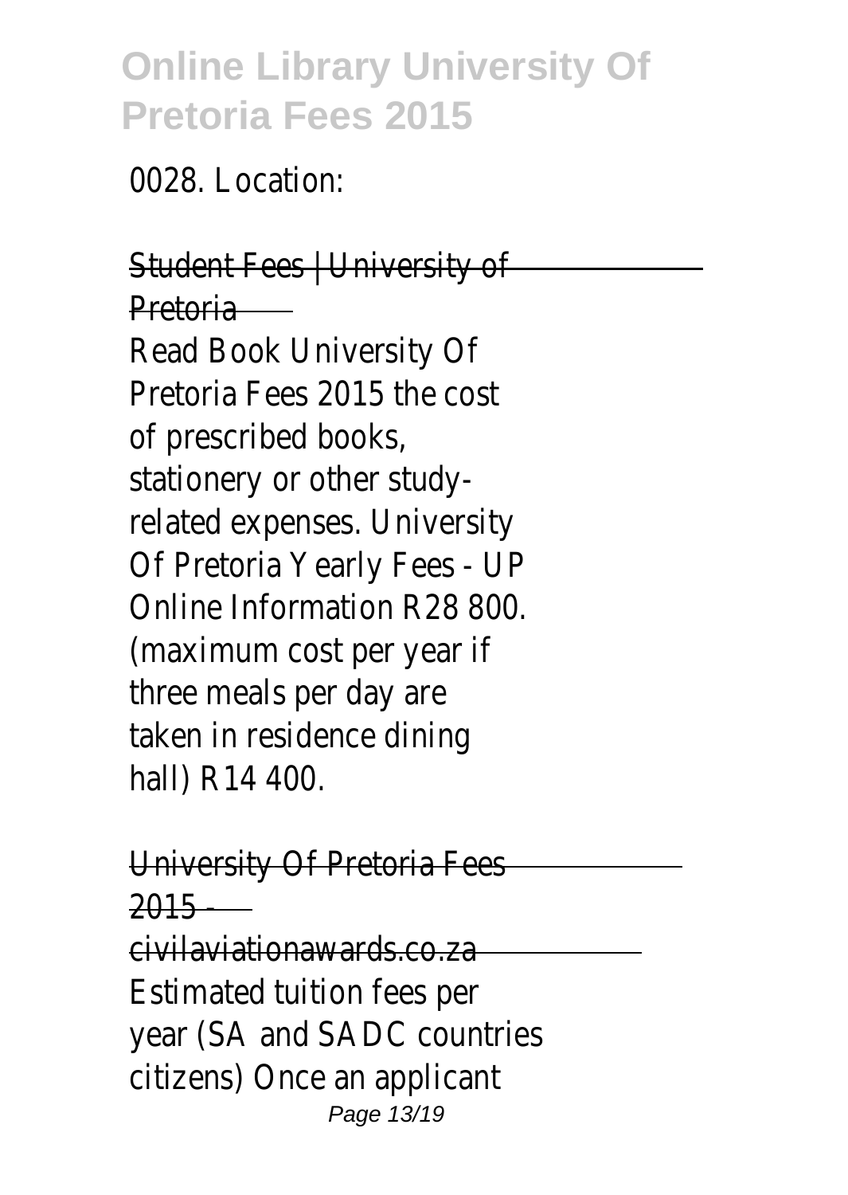0028. Location:

Student Fees | University of Pretoria

Read Book University Of Pretoria Fees 2015 the cost of prescribed books, stationery or other study-related expenses. University Of Pretoria Yearly Fees - UP Online Information R28 800. (maximum cost per year if three meals per day are taken in residence dining hall) R14 400.

University Of Pretoria Fees 2015 - civilaviationawards.co.za

Estimated tuition fees per year (SA and SADC countries citizens) Once an applicant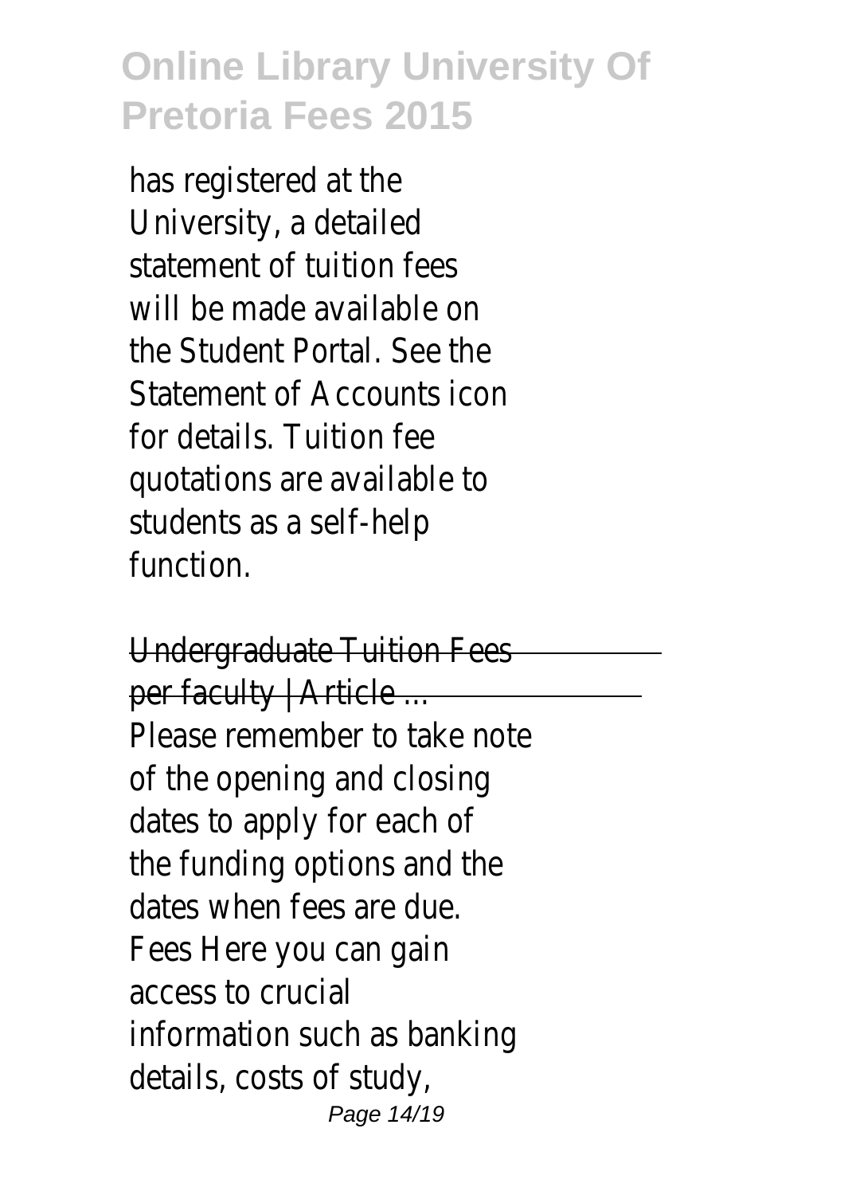has registered at the University, a detailed statement of tuition fees will be made available on the Student Portal. See the Statement of Accounts icon for details. Tuition fee quotations are available to students as a self-help function.

Undergraduate Tuition Fees per faculty | Article ...

Please remember to take note of the opening and closing dates to apply for each of the funding options and the dates when fees are due. Fees Here you can gain access to crucial information such as banking details, costs of study,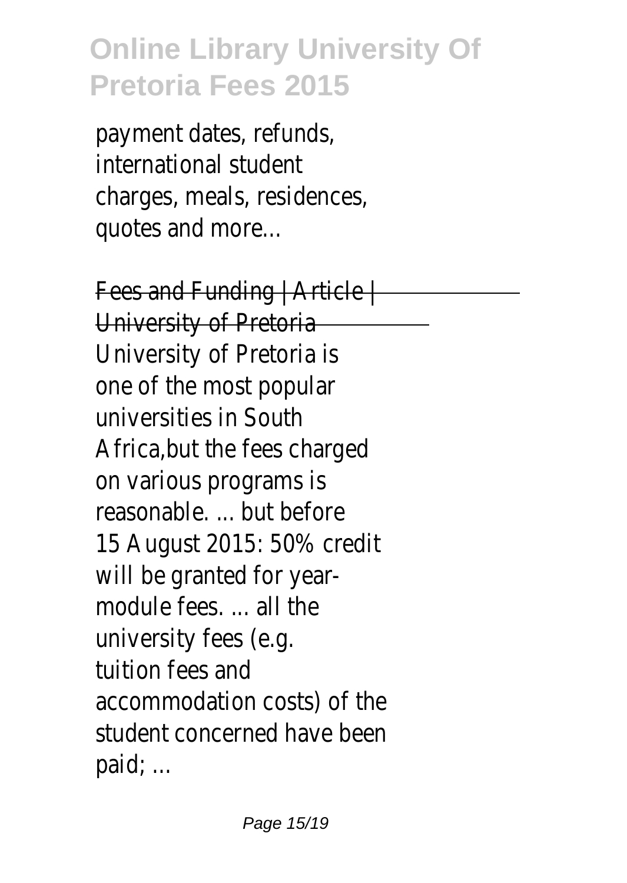payment dates, refunds, international student charges, meals, residences, quotes and more...

Fees and Funding | Article | University of Pretoria

University of Pretoria is one of the most popular universities in South Africa,but the fees charged on various programs is reasonable. ... but before 15 August 2015: 50% credit will be granted for year-module fees. ... all the university fees (e.g. tuition fees and accommodation costs) of the student concerned have been paid; ...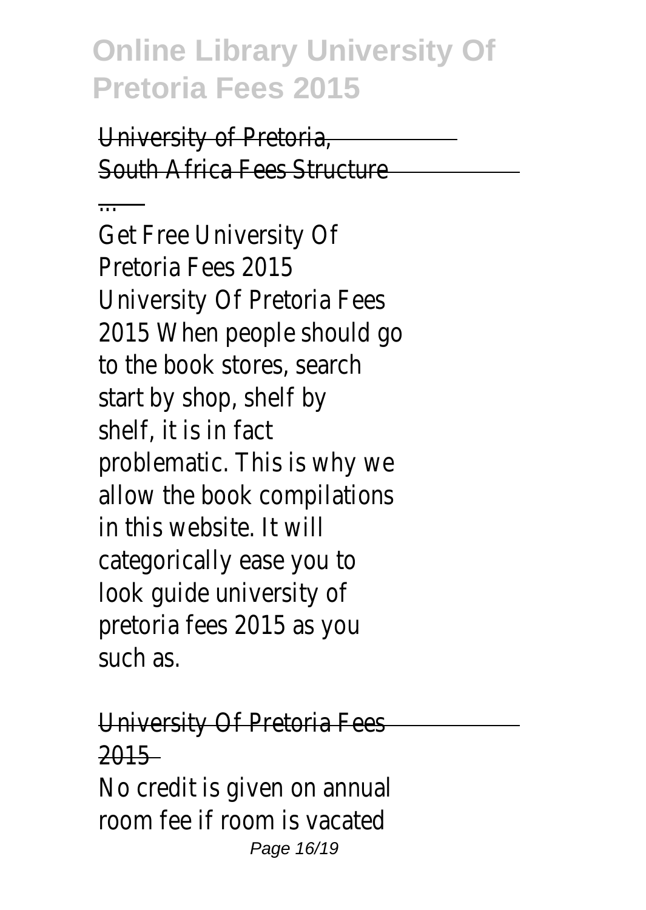University of Pretoria, South Africa Fees Structure ...

Get Free University Of Pretoria Fees 2015 University Of Pretoria Fees 2015 When people should go to the book stores, search start by shop, shelf by shelf, it is in fact problematic. This is why we allow the book compilations in this website. It will categorically ease you to look guide university of pretoria fees 2015 as you such as.

University Of Pretoria Fees 2015

No credit is given on annual room fee if room is vacated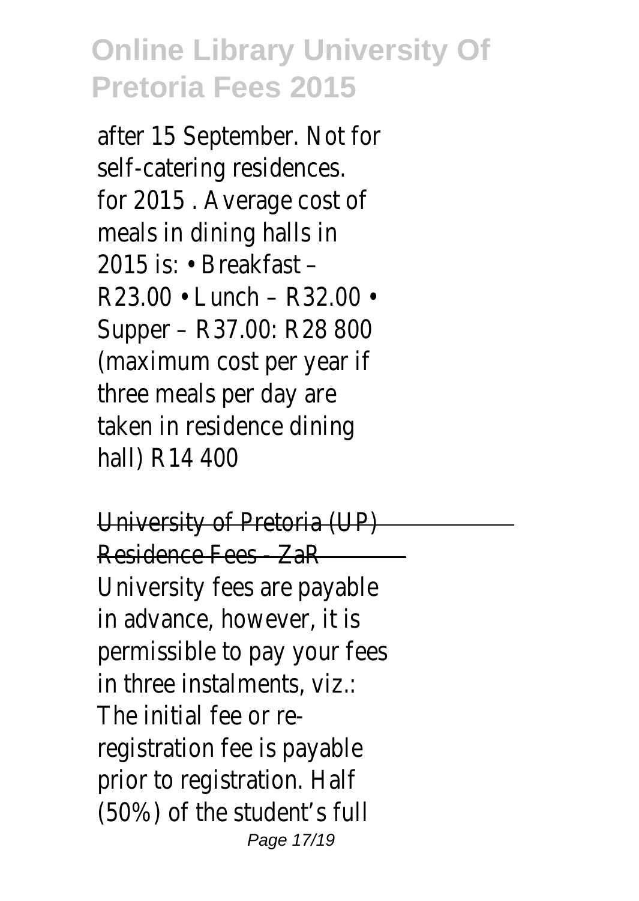after 15 September. Not for self-catering residences. for 2015 . Average cost of meals in dining halls in 2015 is: • Breakfast – R23.00 • Lunch – R32.00 • Supper – R37.00: R28 800 (maximum cost per year if three meals per day are taken in residence dining hall) R14 400

## University of Pretoria (UP) Residence Fees - ZaR

University fees are payable in advance, however, it is permissible to pay your fees in three instalments, viz.: The initial fee or re-registration fee is payable prior to registration. Half (50%) of the student's full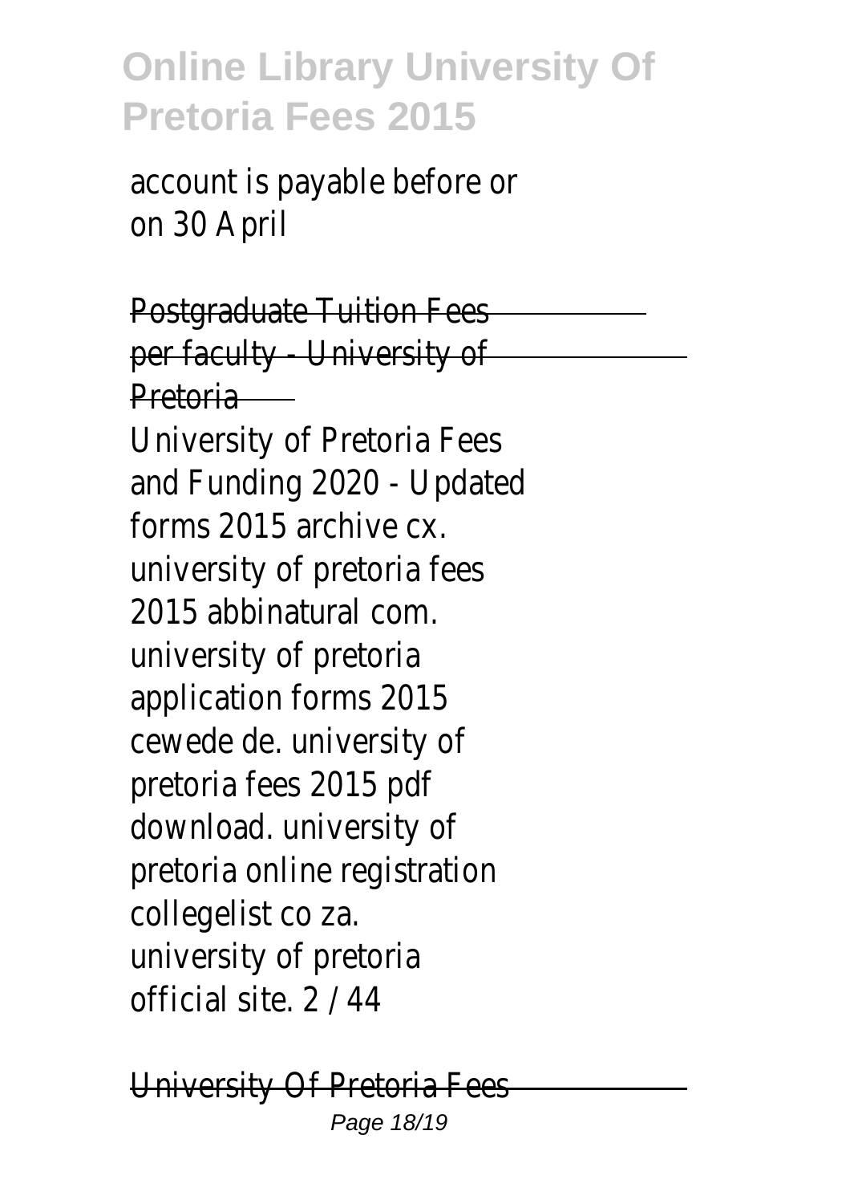account is payable before or on 30 April

Postgraduate Tuition Fees per faculty - University of Pretoria

University of Pretoria Fees and Funding 2020 - Updated forms 2015 archive cx. university of pretoria fees 2015 abbinatural com. university of pretoria application forms 2015 cewede de. university of pretoria fees 2015 pdf download. university of pretoria online registration collegelist co za. university of pretoria official site. 2 / 44

University Of Pretoria Fees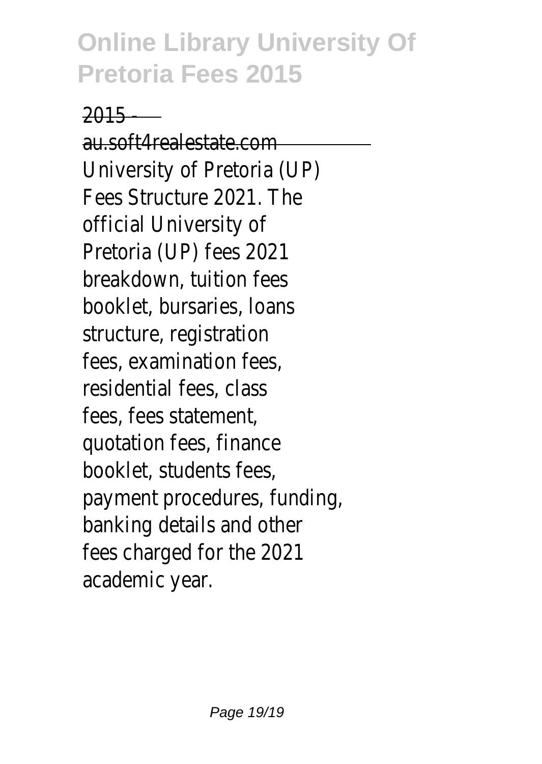2015 - au.soft4realestate.com

University of Pretoria (UP) Fees Structure 2021. The official University of Pretoria (UP) fees 2021 breakdown, tuition fees booklet, bursaries, loans structure, registration fees, examination fees, residential fees, class fees, fees statement, quotation fees, finance booklet, students fees, payment procedures, funding, banking details and other fees charged for the 2021 academic year.